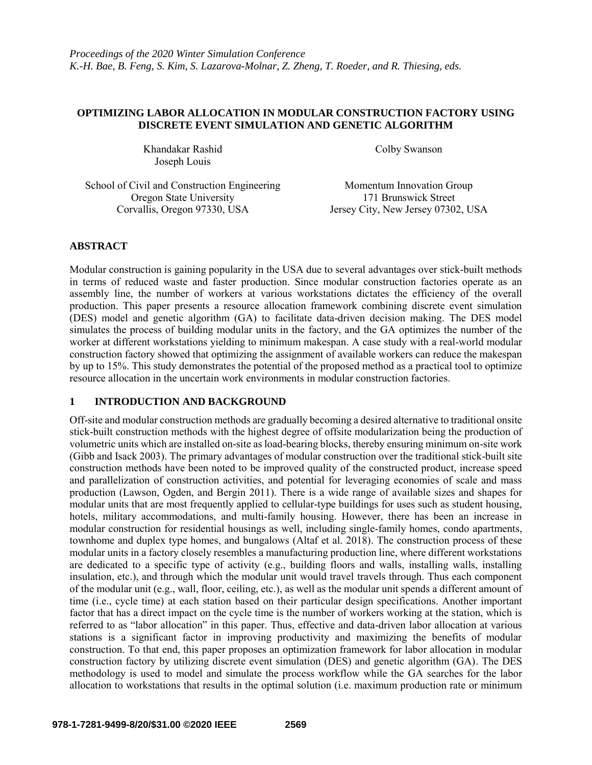*Proceedings of the 2020 Winter Simulation Conference*
*K.-H. Bae, B. Feng, S. Kim, S. Lazarova-Molnar, Z. Zheng, T. Roeder, and R. Thiesing, eds.*

# OPTIMIZING LABOR ALLOCATION IN MODULAR CONSTRUCTION FACTORY USING DISCRETE EVENT SIMULATION AND GENETIC ALGORITHM

Khandakar Rashid
Joseph Louis

School of Civil and Construction Engineering
Oregon State University
Corvallis, Oregon 97330, USA

Colby Swanson

Momentum Innovation Group
171 Brunswick Street
Jersey City, New Jersey 07302, USA

## ABSTRACT

Modular construction is gaining popularity in the USA due to several advantages over stick-built methods in terms of reduced waste and faster production. Since modular construction factories operate as an assembly line, the number of workers at various workstations dictates the efficiency of the overall production. This paper presents a resource allocation framework combining discrete event simulation (DES) model and genetic algorithm (GA) to facilitate data-driven decision making. The DES model simulates the process of building modular units in the factory, and the GA optimizes the number of the worker at different workstations yielding to minimum makespan. A case study with a real-world modular construction factory showed that optimizing the assignment of available workers can reduce the makespan by up to 15%. This study demonstrates the potential of the proposed method as a practical tool to optimize resource allocation in the uncertain work environments in modular construction factories.

## 1 INTRODUCTION AND BACKGROUND

Off-site and modular construction methods are gradually becoming a desired alternative to traditional onsite stick-built construction methods with the highest degree of offsite modularization being the production of volumetric units which are installed on-site as load-bearing blocks, thereby ensuring minimum on-site work (Gibb and Isack 2003). The primary advantages of modular construction over the traditional stick-built site construction methods have been noted to be improved quality of the constructed product, increase speed and parallelization of construction activities, and potential for leveraging economies of scale and mass production (Lawson, Ogden, and Bergin 2011). There is a wide range of available sizes and shapes for modular units that are most frequently applied to cellular-type buildings for uses such as student housing, hotels, military accommodations, and multi-family housing. However, there has been an increase in modular construction for residential housings as well, including single-family homes, condo apartments, townhome and duplex type homes, and bungalows (Altaf et al. 2018). The construction process of these modular units in a factory closely resembles a manufacturing production line, where different workstations are dedicated to a specific type of activity (e.g., building floors and walls, installing walls, installing insulation, etc.), and through which the modular unit would travel travels through. Thus each component of the modular unit (e.g., wall, floor, ceiling, etc.), as well as the modular unit spends a different amount of time (i.e., cycle time) at each station based on their particular design specifications. Another important factor that has a direct impact on the cycle time is the number of workers working at the station, which is referred to as "labor allocation" in this paper. Thus, effective and data-driven labor allocation at various stations is a significant factor in improving productivity and maximizing the benefits of modular construction. To that end, this paper proposes an optimization framework for labor allocation in modular construction factory by utilizing discrete event simulation (DES) and genetic algorithm (GA). The DES methodology is used to model and simulate the process workflow while the GA searches for the labor allocation to workstations that results in the optimal solution (i.e. maximum production rate or minimum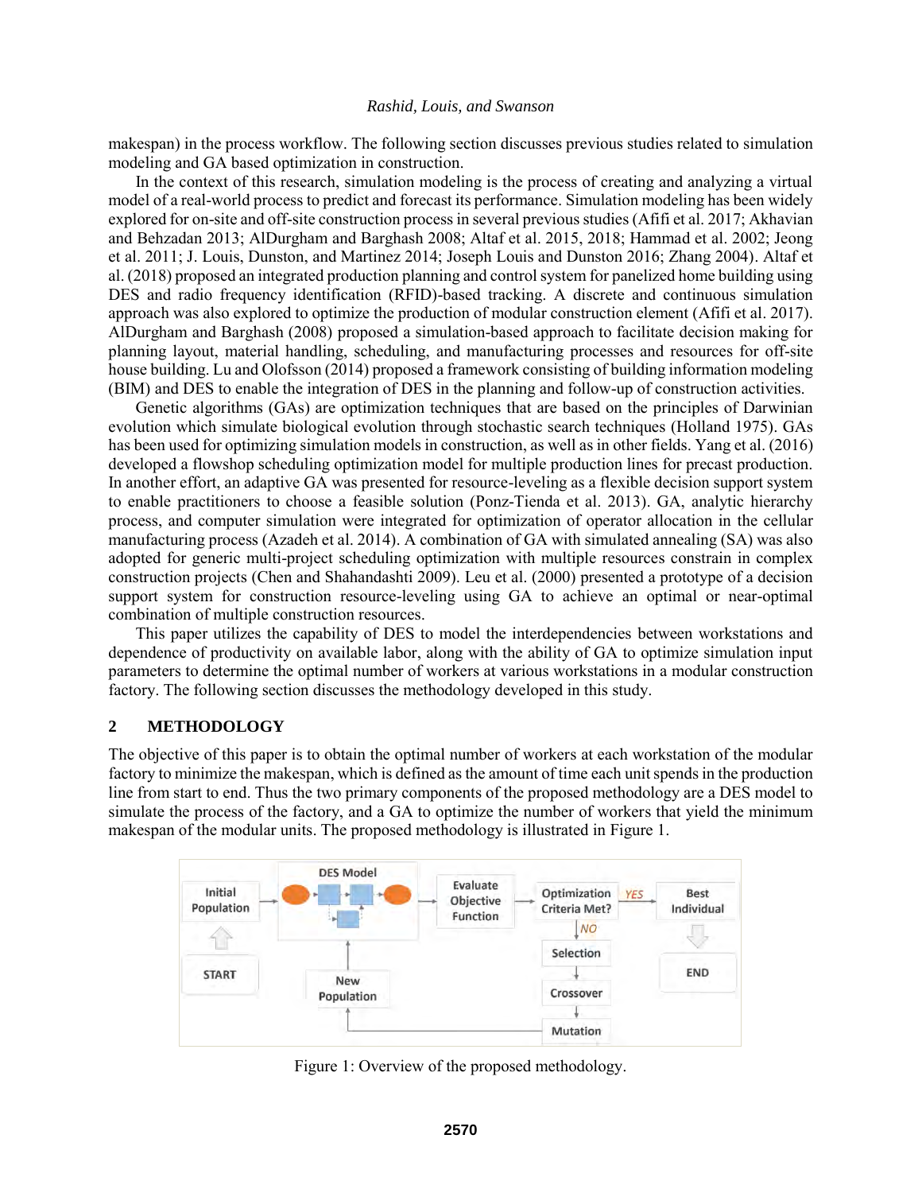makespan) in the process workflow. The following section discusses previous studies related to simulation modeling and GA based optimization in construction.

In the context of this research, simulation modeling is the process of creating and analyzing a virtual model of a real-world process to predict and forecast its performance. Simulation modeling has been widely explored for on-site and off-site construction process in several previous studies (Afifi et al. 2017; Akhavian and Behzadan 2013; AlDurgham and Barghash 2008; Altaf et al. 2015, 2018; Hammad et al. 2002; Jeong et al. 2011; J. Louis, Dunston, and Martinez 2014; Joseph Louis and Dunston 2016; Zhang 2004). Altaf et al. (2018) proposed an integrated production planning and control system for panelized home building using DES and radio frequency identification (RFID)-based tracking. A discrete and continuous simulation approach was also explored to optimize the production of modular construction element (Afifi et al. 2017). AlDurgham and Barghash (2008) proposed a simulation-based approach to facilitate decision making for planning layout, material handling, scheduling, and manufacturing processes and resources for off-site house building. Lu and Olofsson (2014) proposed a framework consisting of building information modeling (BIM) and DES to enable the integration of DES in the planning and follow-up of construction activities.

Genetic algorithms (GAs) are optimization techniques that are based on the principles of Darwinian evolution which simulate biological evolution through stochastic search techniques (Holland 1975). GAs has been used for optimizing simulation models in construction, as well as in other fields. Yang et al. (2016) developed a flowshop scheduling optimization model for multiple production lines for precast production. In another effort, an adaptive GA was presented for resource-leveling as a flexible decision support system to enable practitioners to choose a feasible solution (Ponz-Tienda et al. 2013). GA, analytic hierarchy process, and computer simulation were integrated for optimization of operator allocation in the cellular manufacturing process (Azadeh et al. 2014). A combination of GA with simulated annealing (SA) was also adopted for generic multi-project scheduling optimization with multiple resources constrain in complex construction projects (Chen and Shahandashti 2009). Leu et al. (2000) presented a prototype of a decision support system for construction resource-leveling using GA to achieve an optimal or near-optimal combination of multiple construction resources.

This paper utilizes the capability of DES to model the interdependencies between workstations and dependence of productivity on available labor, along with the ability of GA to optimize simulation input parameters to determine the optimal number of workers at various workstations in a modular construction factory. The following section discusses the methodology developed in this study.

## 2 METHODOLOGY

The objective of this paper is to obtain the optimal number of workers at each workstation of the modular factory to minimize the makespan, which is defined as the amount of time each unit spends in the production line from start to end. Thus the two primary components of the proposed methodology are a DES model to simulate the process of the factory, and a GA to optimize the number of workers that yield the minimum makespan of the modular units. The proposed methodology is illustrated in Figure 1.

Figure 1: Overview of the proposed methodology.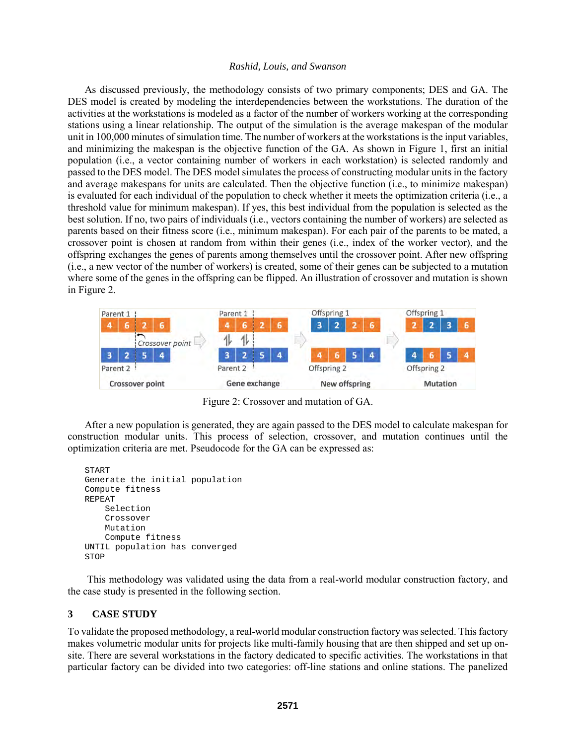As discussed previously, the methodology consists of two primary components; DES and GA. The DES model is created by modeling the interdependencies between the workstations. The duration of the activities at the workstations is modeled as a factor of the number of workers working at the corresponding stations using a linear relationship. The output of the simulation is the average makespan of the modular unit in 100,000 minutes of simulation time. The number of workers at the workstations is the input variables, and minimizing the makespan is the objective function of the GA. As shown in Figure 1, first an initial population (i.e., a vector containing number of workers in each workstation) is selected randomly and passed to the DES model. The DES model simulates the process of constructing modular units in the factory and average makespans for units are calculated. Then the objective function (i.e., to minimize makespan) is evaluated for each individual of the population to check whether it meets the optimization criteria (i.e., a threshold value for minimum makespan). If yes, this best individual from the population is selected as the best solution. If no, two pairs of individuals (i.e., vectors containing the number of workers) are selected as parents based on their fitness score (i.e., minimum makespan). For each pair of the parents to be mated, a crossover point is chosen at random from within their genes (i.e., index of the worker vector), and the offspring exchanges the genes of parents among themselves until the crossover point. After new offspring (i.e., a new vector of the number of workers) is created, some of their genes can be subjected to a mutation where some of the genes in the offspring can be flipped. An illustration of crossover and mutation is shown in Figure 2.

Figure 2: Crossover and mutation of GA.

After a new population is generated, they are again passed to the DES model to calculate makespan for construction modular units. This process of selection, crossover, and mutation continues until the optimization criteria are met. Pseudocode for the GA can be expressed as:

```
START
Generate the initial population
Compute fitness
REPEAT
    Selection
    Crossover
    Mutation
    Compute fitness
UNTIL population has converged
STOP
```

This methodology was validated using the data from a real-world modular construction factory, and the case study is presented in the following section.

## 3 CASE STUDY

To validate the proposed methodology, a real-world modular construction factory was selected. This factory makes volumetric modular units for projects like multi-family housing that are then shipped and set up on-site. There are several workstations in the factory dedicated to specific activities. The workstations in that particular factory can be divided into two categories: off-line stations and online stations. The panelized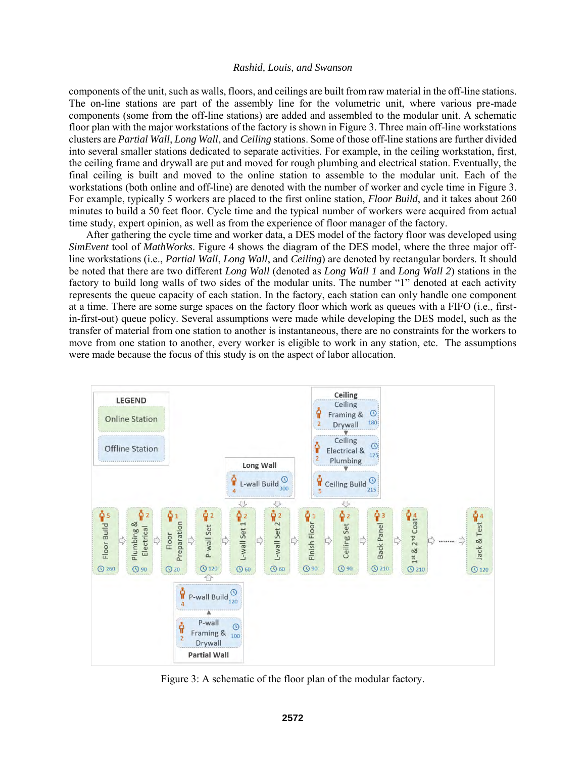components of the unit, such as walls, floors, and ceilings are built from raw material in the off-line stations. The on-line stations are part of the assembly line for the volumetric unit, where various pre-made components (some from the off-line stations) are added and assembled to the modular unit. A schematic floor plan with the major workstations of the factory is shown in Figure 3. Three main off-line workstations clusters are *Partial Wall*, *Long Wall*, and *Ceiling* stations. Some of those off-line stations are further divided into several smaller stations dedicated to separate activities. For example, in the ceiling workstation, first, the ceiling frame and drywall are put and moved for rough plumbing and electrical station. Eventually, the final ceiling is built and moved to the online station to assemble to the modular unit. Each of the workstations (both online and off-line) are denoted with the number of worker and cycle time in Figure 3. For example, typically 5 workers are placed to the first online station, *Floor Build*, and it takes about 260 minutes to build a 50 feet floor. Cycle time and the typical number of workers were acquired from actual time study, expert opinion, as well as from the experience of floor manager of the factory.

After gathering the cycle time and worker data, a DES model of the factory floor was developed using *SimEvent* tool of *MathWorks*. Figure 4 shows the diagram of the DES model, where the three major off-line workstations (i.e., *Partial Wall*, *Long Wall*, and *Ceiling*) are denoted by rectangular borders. It should be noted that there are two different *Long Wall* (denoted as *Long Wall 1* and *Long Wall 2*) stations in the factory to build long walls of two sides of the modular units. The number "1" denoted at each activity represents the queue capacity of each station. In the factory, each station can only handle one component at a time. There are some surge spaces on the factory floor which work as queues with a FIFO (i.e., first-in-first-out) queue policy. Several assumptions were made while developing the DES model, such as the transfer of material from one station to another is instantaneous, there are no constraints for the workers to move from one station to another, every worker is eligible to work in any station, etc. The assumptions were made because the focus of this study is on the aspect of labor allocation.

Figure 3: A schematic of the floor plan of the modular factory.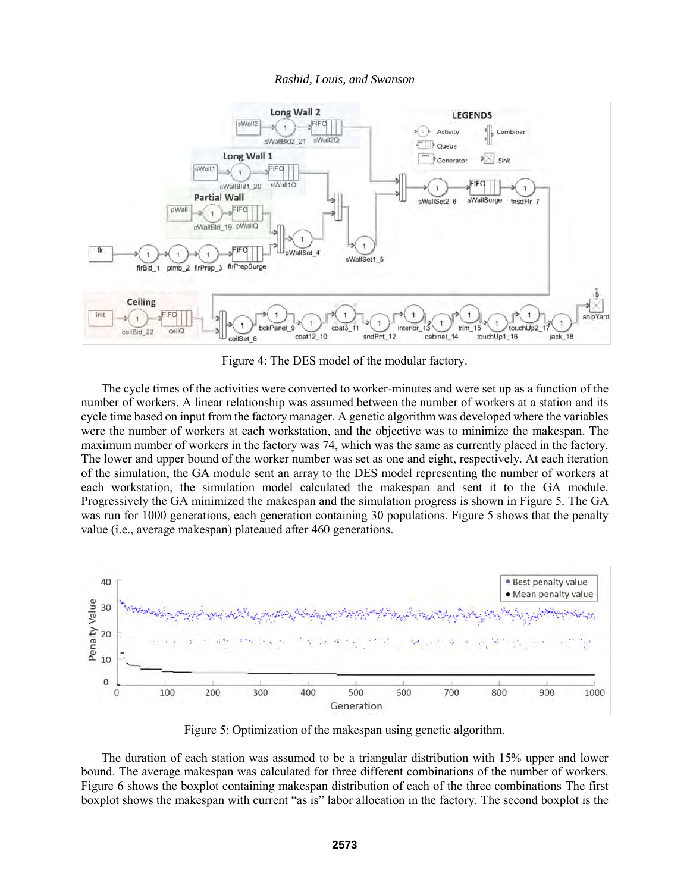Figure 4: The DES model of the modular factory.

The cycle times of the activities were converted to worker-minutes and were set up as a function of the number of workers. A linear relationship was assumed between the number of workers at a station and its cycle time based on input from the factory manager. A genetic algorithm was developed where the variables were the number of workers at each workstation, and the objective was to minimize the makespan. The maximum number of workers in the factory was 74, which was the same as currently placed in the factory. The lower and upper bound of the worker number was set as one and eight, respectively. At each iteration of the simulation, the GA module sent an array to the DES model representing the number of workers at each workstation, the simulation model calculated the makespan and sent it to the GA module. Progressively the GA minimized the makespan and the simulation progress is shown in Figure 5. The GA was run for 1000 generations, each generation containing 30 populations. Figure 5 shows that the penalty value (i.e., average makespan) plateaued after 460 generations.

Figure 5: Optimization of the makespan using genetic algorithm.

The duration of each station was assumed to be a triangular distribution with 15% upper and lower bound. The average makespan was calculated for three different combinations of the number of workers. Figure 6 shows the boxplot containing makespan distribution of each of the three combinations The first boxplot shows the makespan with current "as is" labor allocation in the factory. The second boxplot is the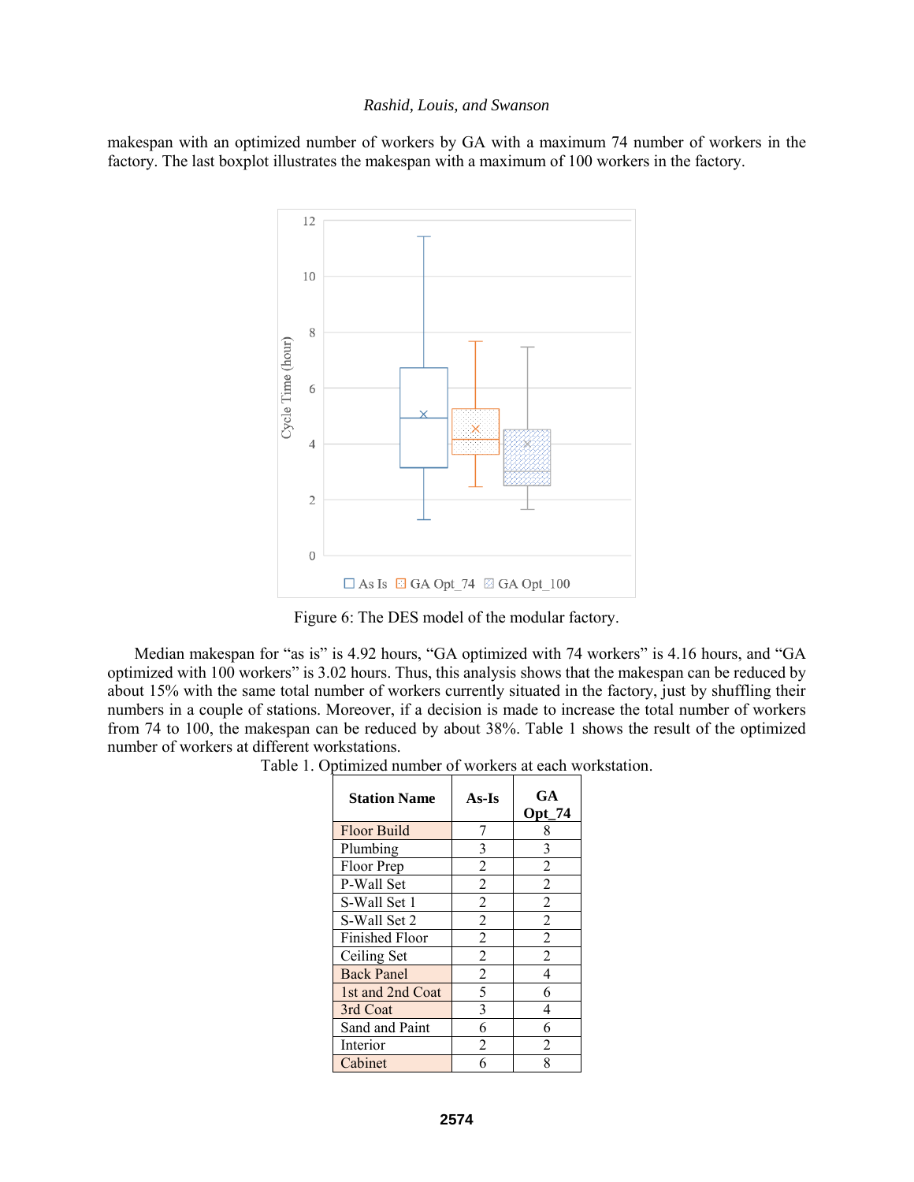makespan with an optimized number of workers by GA with a maximum 74 number of workers in the factory. The last boxplot illustrates the makespan with a maximum of 100 workers in the factory.

Figure 6: The DES model of the modular factory.

Median makespan for "as is" is 4.92 hours, "GA optimized with 74 workers" is 4.16 hours, and "GA optimized with 100 workers" is 3.02 hours. Thus, this analysis shows that the makespan can be reduced by about 15% with the same total number of workers currently situated in the factory, just by shuffling their numbers in a couple of stations. Moreover, if a decision is made to increase the total number of workers from 74 to 100, the makespan can be reduced by about 38%. Table 1 shows the result of the optimized number of workers at different workstations.

Table 1. Optimized number of workers at each workstation.

| Station Name | As-Is | GA Opt_74 |
|---|---|---|
| Floor Build | 7 | 8 |
| Plumbing | 3 | 3 |
| Floor Prep | 2 | 2 |
| P-Wall Set | 2 | 2 |
| S-Wall Set 1 | 2 | 2 |
| S-Wall Set 2 | 2 | 2 |
| Finished Floor | 2 | 2 |
| Ceiling Set | 2 | 2 |
| Back Panel | 2 | 4 |
| 1st and 2nd Coat | 5 | 6 |
| 3rd Coat | 3 | 4 |
| Sand and Paint | 6 | 6 |
| Interior | 2 | 2 |
| Cabinet | 6 | 8 |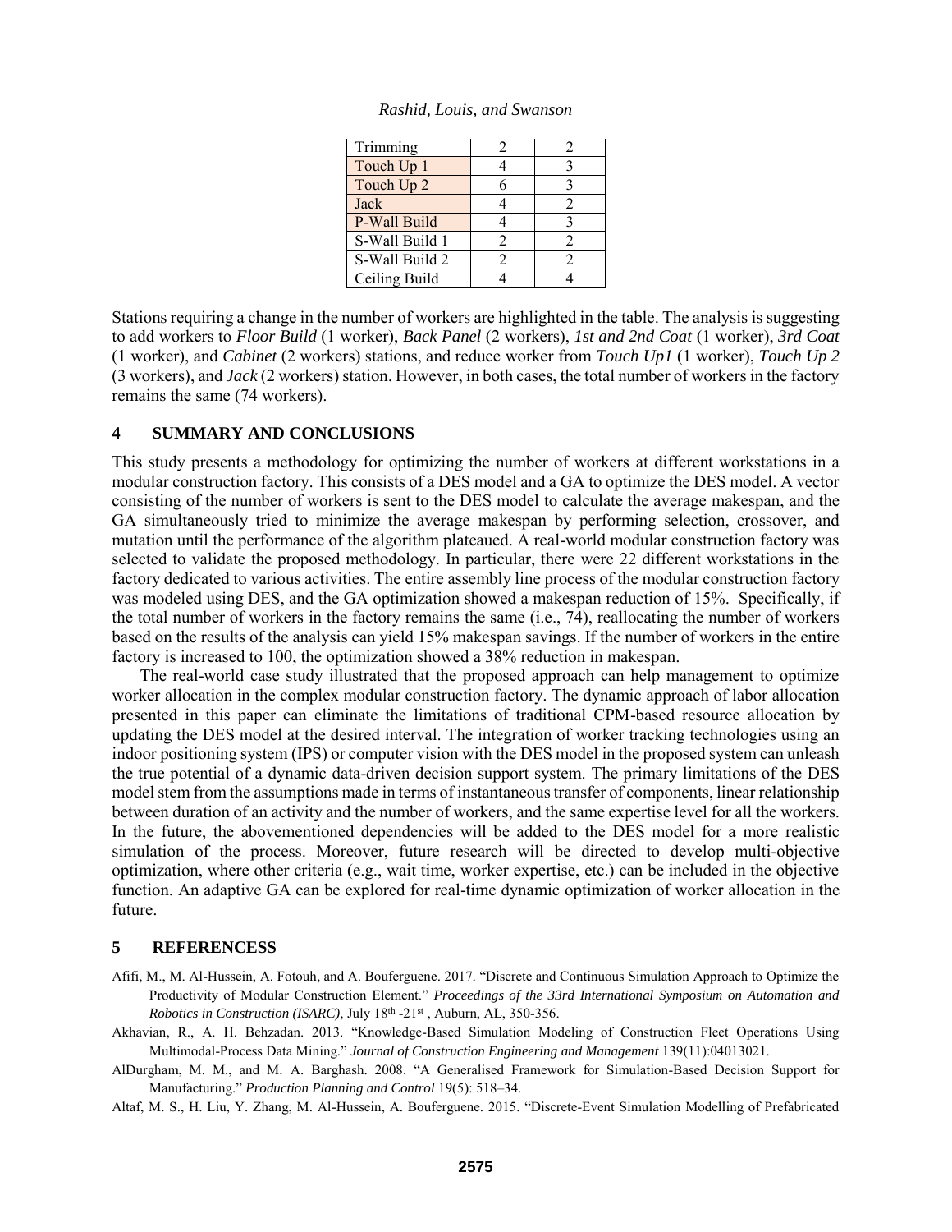| Trimming | 2 | 2 |
|---|---|---|
| Touch Up 1 | 4 | 3 |
| Touch Up 2 | 6 | 3 |
| Jack | 4 | 2 |
| P-Wall Build | 4 | 3 |
| S-Wall Build 1 | 2 | 2 |
| S-Wall Build 2 | 2 | 2 |
| Ceiling Build | 4 | 4 |

Stations requiring a change in the number of workers are highlighted in the table. The analysis is suggesting to add workers to *Floor Build* (1 worker), *Back Panel* (2 workers), *1st and 2nd Coat* (1 worker), *3rd Coat* (1 worker), and *Cabinet* (2 workers) stations, and reduce worker from *Touch Up1* (1 worker), *Touch Up 2* (3 workers), and *Jack* (2 workers) station. However, in both cases, the total number of workers in the factory remains the same (74 workers).

## 4 SUMMARY AND CONCLUSIONS

This study presents a methodology for optimizing the number of workers at different workstations in a modular construction factory. This consists of a DES model and a GA to optimize the DES model. A vector consisting of the number of workers is sent to the DES model to calculate the average makespan, and the GA simultaneously tried to minimize the average makespan by performing selection, crossover, and mutation until the performance of the algorithm plateaued. A real-world modular construction factory was selected to validate the proposed methodology. In particular, there were 22 different workstations in the factory dedicated to various activities. The entire assembly line process of the modular construction factory was modeled using DES, and the GA optimization showed a makespan reduction of 15%. Specifically, if the total number of workers in the factory remains the same (i.e., 74), reallocating the number of workers based on the results of the analysis can yield 15% makespan savings. If the number of workers in the entire factory is increased to 100, the optimization showed a 38% reduction in makespan.

The real-world case study illustrated that the proposed approach can help management to optimize worker allocation in the complex modular construction factory. The dynamic approach of labor allocation presented in this paper can eliminate the limitations of traditional CPM-based resource allocation by updating the DES model at the desired interval. The integration of worker tracking technologies using an indoor positioning system (IPS) or computer vision with the DES model in the proposed system can unleash the true potential of a dynamic data-driven decision support system. The primary limitations of the DES model stem from the assumptions made in terms of instantaneous transfer of components, linear relationship between duration of an activity and the number of workers, and the same expertise level for all the workers. In the future, the abovementioned dependencies will be added to the DES model for a more realistic simulation of the process. Moreover, future research will be directed to develop multi-objective optimization, where other criteria (e.g., wait time, worker expertise, etc.) can be included in the objective function. An adaptive GA can be explored for real-time dynamic optimization of worker allocation in the future.

## 5 REFERENCESS

Afifi, M., M. Al-Hussein, A. Fotouh, and A. Bouferguene. 2017. "Discrete and Continuous Simulation Approach to Optimize the Productivity of Modular Construction Element." *Proceedings of the 33rd International Symposium on Automation and Robotics in Construction (ISARC)*, July 18th -21st , Auburn, AL, 350-356.

Akhavian, R., A. H. Behzadan. 2013. "Knowledge-Based Simulation Modeling of Construction Fleet Operations Using Multimodal-Process Data Mining." *Journal of Construction Engineering and Management* 139(11):04013021.

AlDurgham, M. M., and M. A. Barghash. 2008. "A Generalised Framework for Simulation-Based Decision Support for Manufacturing." *Production Planning and Control* 19(5): 518–34.

Altaf, M. S., H. Liu, Y. Zhang, M. Al-Hussein, A. Bouferguene. 2015. "Discrete-Event Simulation Modelling of Prefabricated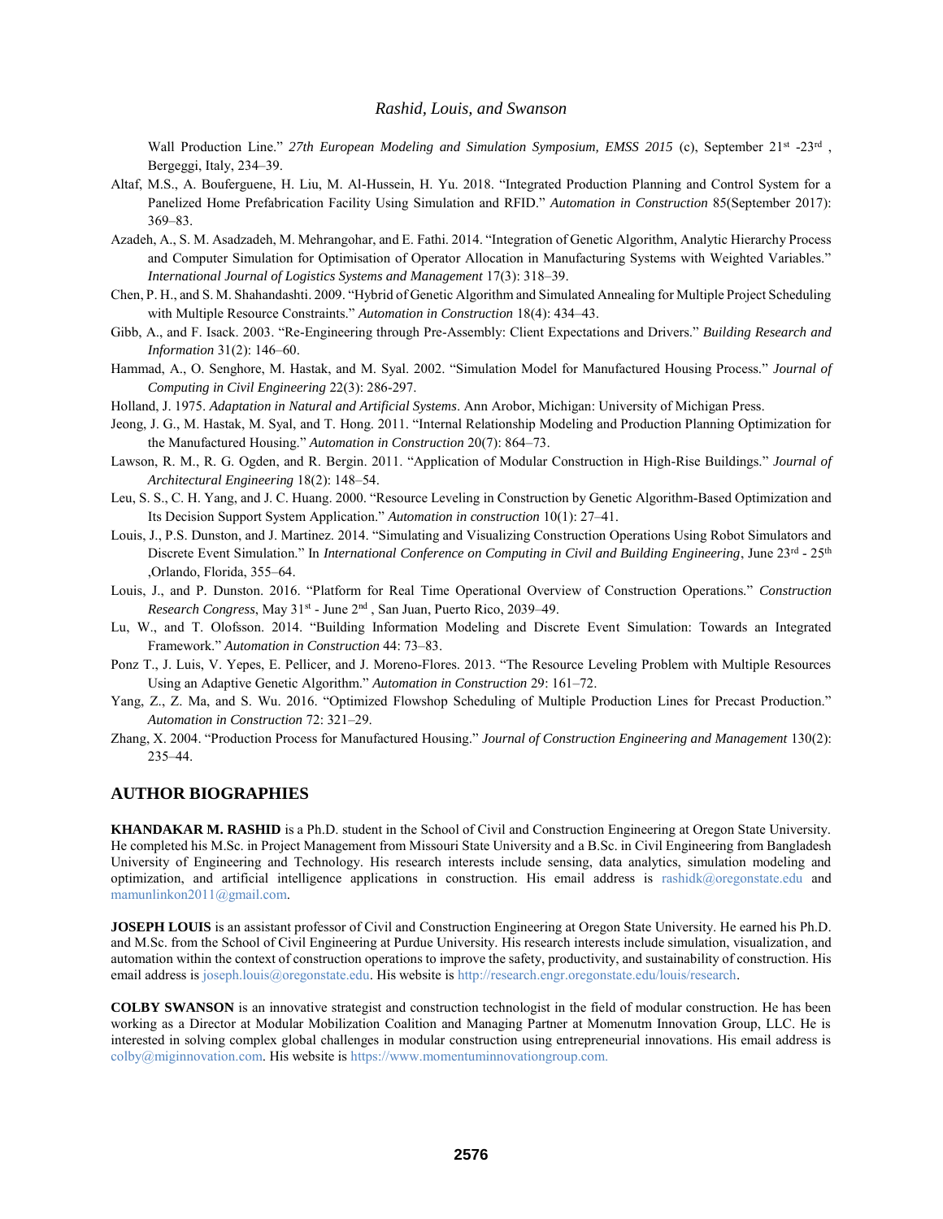Wall Production Line." *27th European Modeling and Simulation Symposium, EMSS 2015* (c), September 21st -23rd , Bergeggi, Italy, 234–39.

Altaf, M.S., A. Bouferguene, H. Liu, M. Al-Hussein, H. Yu. 2018. "Integrated Production Planning and Control System for a Panelized Home Prefabrication Facility Using Simulation and RFID." *Automation in Construction* 85(September 2017): 369–83.

Azadeh, A., S. M. Asadzadeh, M. Mehrangohar, and E. Fathi. 2014. "Integration of Genetic Algorithm, Analytic Hierarchy Process and Computer Simulation for Optimisation of Operator Allocation in Manufacturing Systems with Weighted Variables." *International Journal of Logistics Systems and Management* 17(3): 318–39.

Chen, P. H., and S. M. Shahandashti. 2009. "Hybrid of Genetic Algorithm and Simulated Annealing for Multiple Project Scheduling with Multiple Resource Constraints." *Automation in Construction* 18(4): 434–43.

Gibb, A., and F. Isack. 2003. "Re-Engineering through Pre-Assembly: Client Expectations and Drivers." *Building Research and Information* 31(2): 146–60.

Hammad, A., O. Senghore, M. Hastak, and M. Syal. 2002. "Simulation Model for Manufactured Housing Process." *Journal of Computing in Civil Engineering* 22(3): 286-297.

Holland, J. 1975. *Adaptation in Natural and Artificial Systems*. Ann Arobor, Michigan: University of Michigan Press.

Jeong, J. G., M. Hastak, M. Syal, and T. Hong. 2011. "Internal Relationship Modeling and Production Planning Optimization for the Manufactured Housing." *Automation in Construction* 20(7): 864–73.

Lawson, R. M., R. G. Ogden, and R. Bergin. 2011. "Application of Modular Construction in High-Rise Buildings." *Journal of Architectural Engineering* 18(2): 148–54.

Leu, S. S., C. H. Yang, and J. C. Huang. 2000. "Resource Leveling in Construction by Genetic Algorithm-Based Optimization and Its Decision Support System Application." *Automation in construction* 10(1): 27–41.

Louis, J., P.S. Dunston, and J. Martinez. 2014. "Simulating and Visualizing Construction Operations Using Robot Simulators and Discrete Event Simulation." In *International Conference on Computing in Civil and Building Engineering*, June 23rd - 25th ,Orlando, Florida, 355–64.

Louis, J., and P. Dunston. 2016. "Platform for Real Time Operational Overview of Construction Operations." *Construction Research Congress*, May 31st - June 2nd , San Juan, Puerto Rico, 2039–49.

Lu, W., and T. Olofsson. 2014. "Building Information Modeling and Discrete Event Simulation: Towards an Integrated Framework." *Automation in Construction* 44: 73–83.

Ponz T., J. Luis, V. Yepes, E. Pellicer, and J. Moreno-Flores. 2013. "The Resource Leveling Problem with Multiple Resources Using an Adaptive Genetic Algorithm." *Automation in Construction* 29: 161–72.

Yang, Z., Z. Ma, and S. Wu. 2016. "Optimized Flowshop Scheduling of Multiple Production Lines for Precast Production." *Automation in Construction* 72: 321–29.

Zhang, X. 2004. "Production Process for Manufactured Housing." *Journal of Construction Engineering and Management* 130(2): 235–44.

## AUTHOR BIOGRAPHIES

**KHANDAKAR M. RASHID** is a Ph.D. student in the School of Civil and Construction Engineering at Oregon State University. He completed his M.Sc. in Project Management from Missouri State University and a B.Sc. in Civil Engineering from Bangladesh University of Engineering and Technology. His research interests include sensing, data analytics, simulation modeling and optimization, and artificial intelligence applications in construction. His email address is rashidk@oregonstate.edu and mamunlinkon2011@gmail.com.

**JOSEPH LOUIS** is an assistant professor of Civil and Construction Engineering at Oregon State University. He earned his Ph.D. and M.Sc. from the School of Civil Engineering at Purdue University. His research interests include simulation, visualization, and automation within the context of construction operations to improve the safety, productivity, and sustainability of construction. His email address is joseph.louis@oregonstate.edu. His website is http://research.engr.oregonstate.edu/louis/research.

**COLBY SWANSON** is an innovative strategist and construction technologist in the field of modular construction. He has been working as a Director at Modular Mobilization Coalition and Managing Partner at Momenutm Innovation Group, LLC. He is interested in solving complex global challenges in modular construction using entrepreneurial innovations. His email address is colby@miginnovation.com. His website is https://www.momentuminnovationgroup.com.